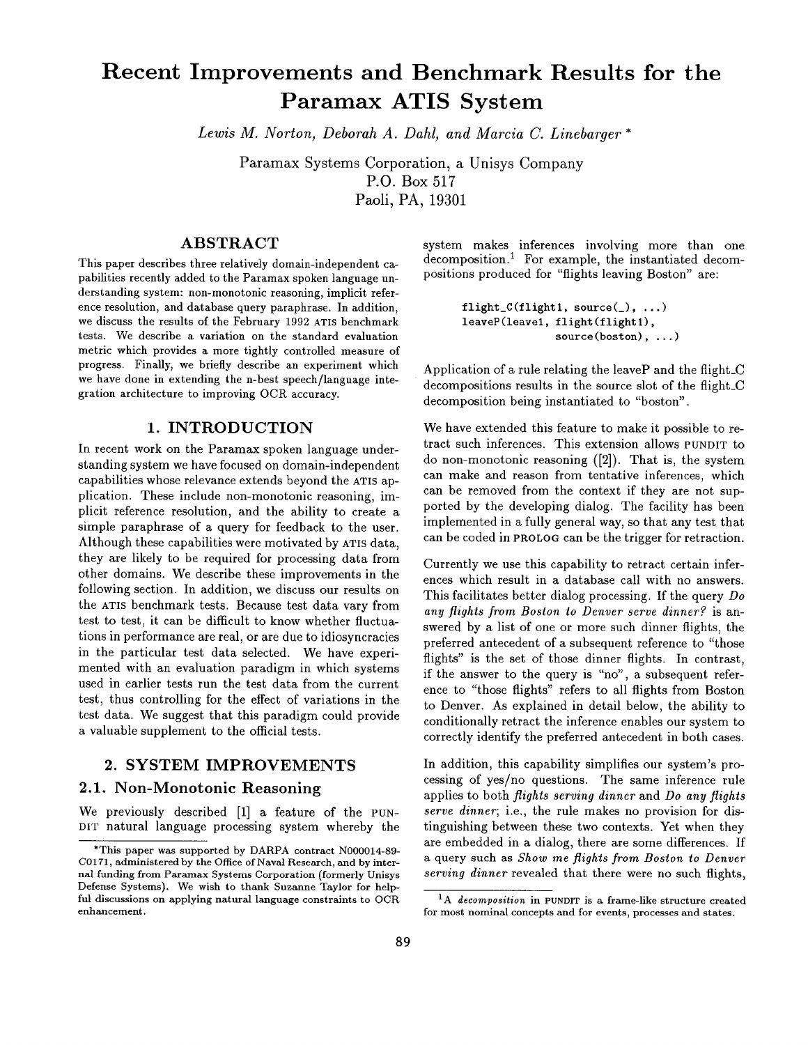# Recent Improvements and Benchmark Results for the Paramax ATIS System

*Lewis M. Norton, Deborah A. Dahl, and Marcia C. Linebarger* *

Paramax Systems Corporation, a Unisys Company
P.O. Box 517
Paoli, PA, 19301

## ABSTRACT

This paper describes three relatively domain-independent capabilities recently added to the Paramax spoken language understanding system: non-monotonic reasoning, implicit reference resolution, and database query paraphrase. In addition, we discuss the results of the February 1992 ATIS benchmark tests. We describe a variation on the standard evaluation metric which provides a more tightly controlled measure of progress. Finally, we briefly describe an experiment which we have done in extending the n-best speech/language integration architecture to improving OCR accuracy.

## 1. INTRODUCTION

In recent work on the Paramax spoken language understanding system we have focused on domain-independent capabilities whose relevance extends beyond the ATIS application. These include non-monotonic reasoning, implicit reference resolution, and the ability to create a simple paraphrase of a query for feedback to the user. Although these capabilities were motivated by ATIS data, they are likely to be required for processing data from other domains. We describe these improvements in the following section. In addition, we discuss our results on the ATIS benchmark tests. Because test data vary from test to test, it can be difficult to know whether fluctuations in performance are real, or are due to idiosyncracies in the particular test data selected. We have experimented with an evaluation paradigm in which systems used in earlier tests run the test data from the current test, thus controlling for the effect of variations in the test data. We suggest that this paradigm could provide a valuable supplement to the official tests.

## 2. SYSTEM IMPROVEMENTS

### 2.1. Non-Monotonic Reasoning

We previously described [1] a feature of the PUNDIT natural language processing system whereby the system makes inferences involving more than one decomposition.[1] For example, the instantiated decompositions produced for "flights leaving Boston" are:

```
flight_C(flight1, source(_), ...)
leaveP(leave1, flight(flight1),
             source(boston), ...)
```

Application of a rule relating the leaveP and the flight_C decompositions results in the source slot of the flight_C decomposition being instantiated to "boston".

We have extended this feature to make it possible to retract such inferences. This extension allows PUNDIT to do non-monotonic reasoning ([2]). That is, the system can make and reason from tentative inferences, which can be removed from the context if they are not supported by the developing dialog. The facility has been implemented in a fully general way, so that any test that can be coded in PROLOG can be the trigger for retraction.

Currently we use this capability to retract certain inferences which result in a database call with no answers. This facilitates better dialog processing. If the query *Do any flights from Boston to Denver serve dinner?* is answered by a list of one or more such dinner flights, the preferred antecedent of a subsequent reference to "those flights" is the set of those dinner flights. In contrast, if the answer to the query is "no", a subsequent reference to "those flights" refers to all flights from Boston to Denver. As explained in detail below, the ability to conditionally retract the inference enables our system to correctly identify the preferred antecedent in both cases.

In addition, this capability simplifies our system's processing of yes/no questions. The same inference rule applies to both *flights serving dinner* and *Do any flights serve dinner*; i.e., the rule makes no provision for distinguishing between these two contexts. Yet when they are embedded in a dialog, there are some differences. If a query such as *Show me flights from Boston to Denver serving dinner* revealed that there were no such flights,

---

*This paper was supported by DARPA contract N000014-89-C0171, administered by the Office of Naval Research, and by internal funding from Paramax Systems Corporation (formerly Unisys Defense Systems). We wish to thank Suzanne Taylor for helpful discussions on applying natural language constraints to OCR enhancement.

[1] A *decomposition* in PUNDIT is a frame-like structure created for most nominal concepts and for events, processes and states.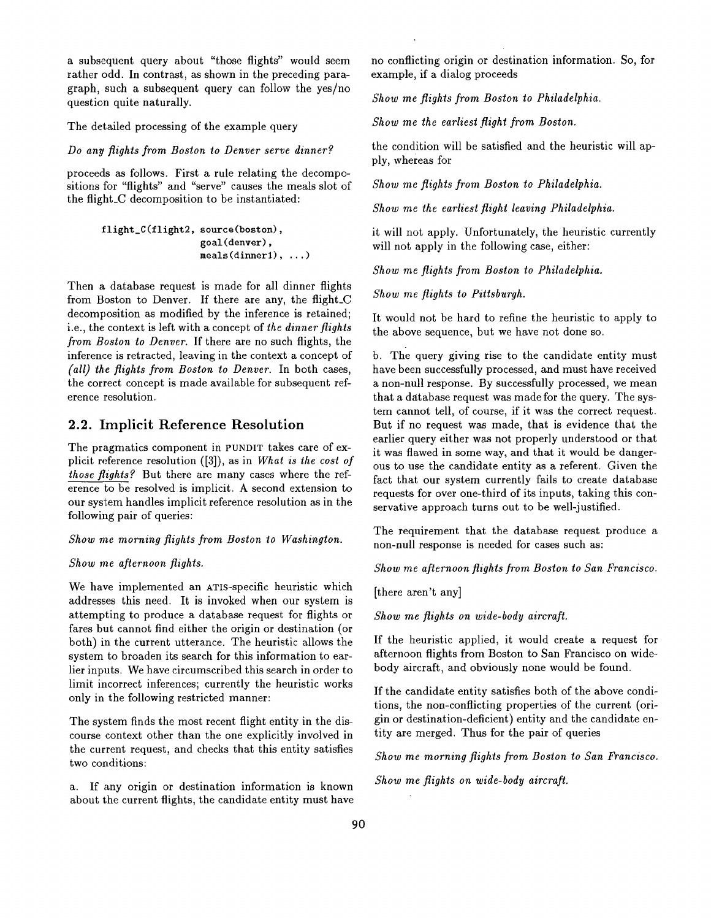a subsequent query about "those flights" would seem rather odd. In contrast, as shown in the preceding paragraph, such a subsequent query can follow the yes/no question quite naturally.

The detailed processing of the example query

*Do any flights from Boston to Denver serve dinner?*

proceeds as follows. First a rule relating the decompositions for "flights" and "serve" causes the meals slot of the flight_C decomposition to be instantiated:

```
flight_C(flight2, source(boston),
                  goal(denver),
                  meals(dinner1), ...)
```

Then a database request is made for all dinner flights from Boston to Denver. If there are any, the flight_C decomposition as modified by the inference is retained; i.e., the context is left with a concept of *the dinner flights from Boston to Denver.* If there are no such flights, the inference is retracted, leaving in the context a concept of *(all) the flights from Boston to Denver.* In both cases, the correct concept is made available for subsequent reference resolution.

## 2.2. Implicit Reference Resolution

The pragmatics component in PUNDIT takes care of explicit reference resolution ([3]), as in *What is the cost of those flights?* But there are many cases where the reference to be resolved is implicit. A second extension to our system handles implicit reference resolution as in the following pair of queries:

*Show me morning flights from Boston to Washington.*

*Show me afternoon flights.*

We have implemented an ATIS-specific heuristic which addresses this need. It is invoked when our system is attempting to produce a database request for flights or fares but cannot find either the origin or destination (or both) in the current utterance. The heuristic allows the system to broaden its search for this information to earlier inputs. We have circumscribed this search in order to limit incorrect inferences; currently the heuristic works only in the following restricted manner:

The system finds the most recent flight entity in the discourse context other than the one explicitly involved in the current request, and checks that this entity satisfies two conditions:

a. If any origin or destination information is known about the current flights, the candidate entity must have no conflicting origin or destination information. So, for example, if a dialog proceeds

*Show me flights from Boston to Philadelphia.*

*Show me the earliest flight from Boston.*

the condition will be satisfied and the heuristic will apply, whereas for

*Show me flights from Boston to Philadelphia.*

*Show me the earliest flight leaving Philadelphia.*

it will not apply. Unfortunately, the heuristic currently will not apply in the following case, either:

*Show me flights from Boston to Philadelphia.*

*Show me flights to Pittsburgh.*

It would not be hard to refine the heuristic to apply to the above sequence, but we have not done so.

b. The query giving rise to the candidate entity must have been successfully processed, and must have received a non-null response. By successfully processed, we mean that a database request was made for the query. The system cannot tell, of course, if it was the correct request. But if no request was made, that is evidence that the earlier query either was not properly understood or that it was flawed in some way, and that it would be dangerous to use the candidate entity as a referent. Given the fact that our system currently fails to create database requests for over one-third of its inputs, taking this conservative approach turns out to be well-justified.

The requirement that the database request produce a non-null response is needed for cases such as:

*Show me afternoon flights from Boston to San Francisco.*

[there aren't any]

*Show me flights on wide-body aircraft.*

If the heuristic applied, it would create a request for afternoon flights from Boston to San Francisco on wide-body aircraft, and obviously none would be found.

If the candidate entity satisfies both of the above conditions, the non-conflicting properties of the current (origin or destination-deficient) entity and the candidate entity are merged. Thus for the pair of queries

*Show me morning flights from Boston to San Francisco.*

*Show me flights on wide-body aircraft.*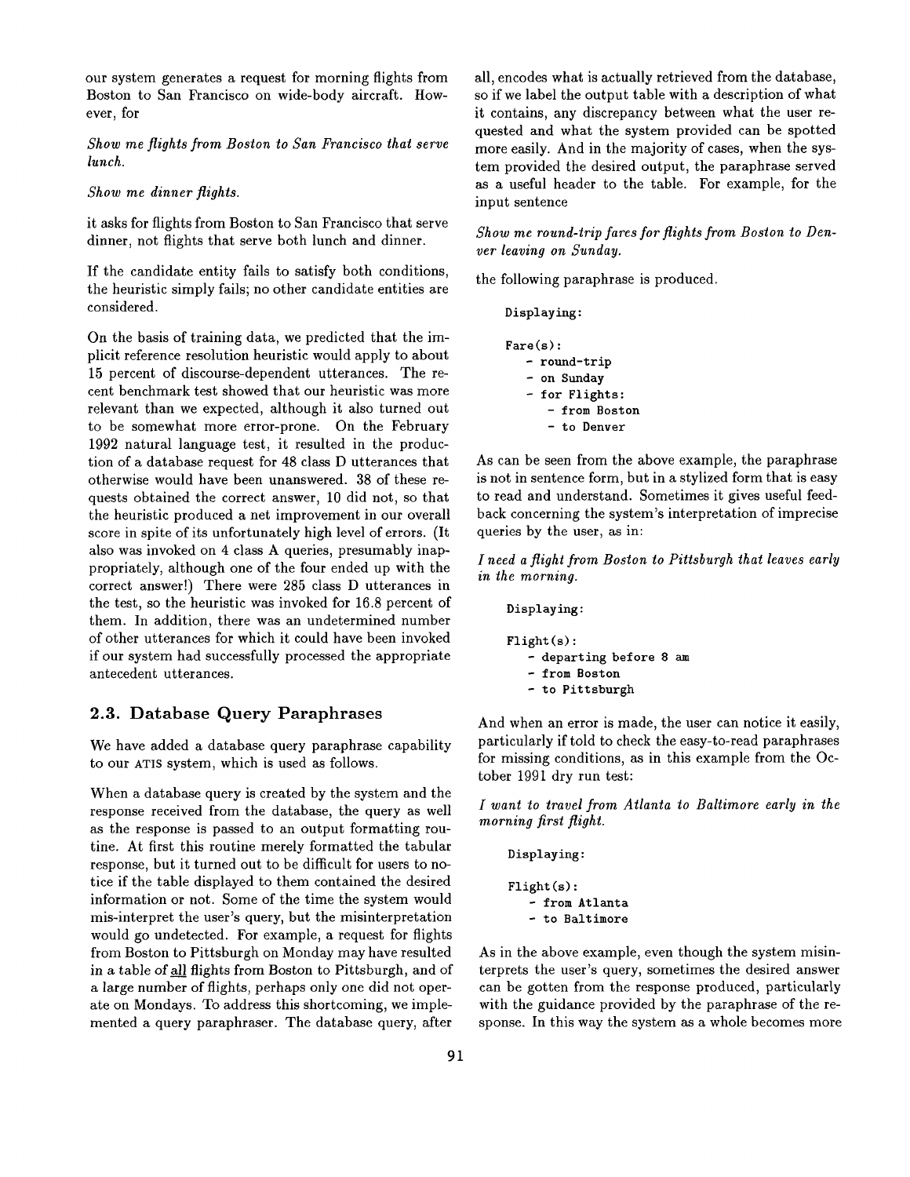our system generates a request for morning flights from Boston to San Francisco on wide-body aircraft. However, for

*Show me flights from Boston to San Francisco that serve lunch.*

*Show me dinner flights.*

it asks for flights from Boston to San Francisco that serve dinner, not flights that serve both lunch and dinner.

If the candidate entity fails to satisfy both conditions, the heuristic simply fails; no other candidate entities are considered.

On the basis of training data, we predicted that the implicit reference resolution heuristic would apply to about 15 percent of discourse-dependent utterances. The recent benchmark test showed that our heuristic was more relevant than we expected, although it also turned out to be somewhat more error-prone. On the February 1992 natural language test, it resulted in the production of a database request for 48 class D utterances that otherwise would have been unanswered. 38 of these requests obtained the correct answer, 10 did not, so that the heuristic produced a net improvement in our overall score in spite of its unfortunately high level of errors. (It also was invoked on 4 class A queries, presumably inappropriately, although one of the four ended up with the correct answer!) There were 285 class D utterances in the test, so the heuristic was invoked for 16.8 percent of them. In addition, there was an undetermined number of other utterances for which it could have been invoked if our system had successfully processed the appropriate antecedent utterances.

## 2.3. Database Query Paraphrases

We have added a database query paraphrase capability to our ATIS system, which is used as follows.

When a database query is created by the system and the response received from the database, the query as well as the response is passed to an output formatting routine. At first this routine merely formatted the tabular response, but it turned out to be difficult for users to notice if the table displayed to them contained the desired information or not. Some of the time the system would mis-interpret the user's query, but the misinterpretation would go undetected. For example, a request for flights from Boston to Pittsburgh on Monday may have resulted in a table of all flights from Boston to Pittsburgh, and of a large number of flights, perhaps only one did not operate on Mondays. To address this shortcoming, we implemented a query paraphraser. The database query, after all, encodes what is actually retrieved from the database, so if we label the output table with a description of what it contains, any discrepancy between what the user requested and what the system provided can be spotted more easily. And in the majority of cases, when the system provided the desired output, the paraphrase served as a useful header to the table. For example, for the input sentence

*Show me round-trip fares for flights from Boston to Denver leaving on Sunday.*

the following paraphrase is produced.

```
Displaying:

Fare(s):
   - round-trip
   - on Sunday
   - for Flights:
      - from Boston
      - to Denver
```

As can be seen from the above example, the paraphrase is not in sentence form, but in a stylized form that is easy to read and understand. Sometimes it gives useful feedback concerning the system's interpretation of imprecise queries by the user, as in:

*I need a flight from Boston to Pittsburgh that leaves early in the morning.*

```
Displaying:

Flight(s):
   - departing before 8 am
   - from Boston
   - to Pittsburgh
```

And when an error is made, the user can notice it easily, particularly if told to check the easy-to-read paraphrases for missing conditions, as in this example from the October 1991 dry run test:

*I want to travel from Atlanta to Baltimore early in the morning first flight.*

```
Displaying:

Flight(s):
   - from Atlanta
   - to Baltimore
```

As in the above example, even though the system misinterprets the user's query, sometimes the desired answer can be gotten from the response produced, particularly with the guidance provided by the paraphrase of the response. In this way the system as a whole becomes more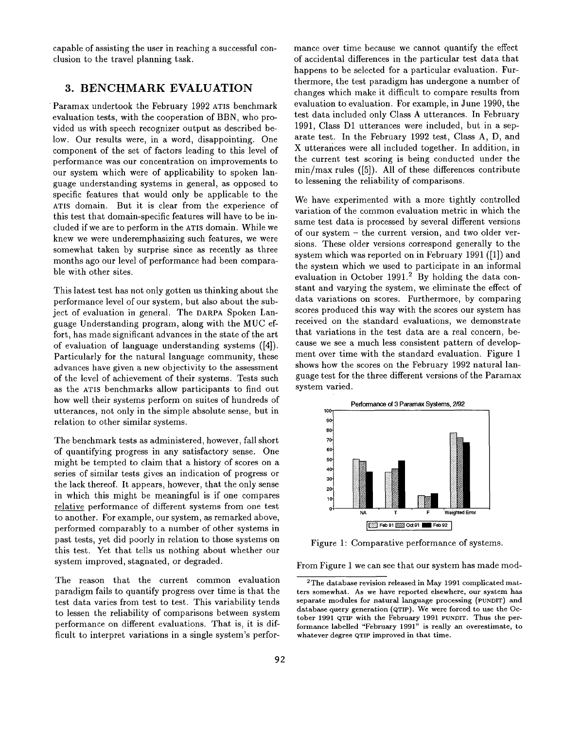capable of assisting the user in reaching a successful conclusion to the travel planning task.

## 3. BENCHMARK EVALUATION

Paramax undertook the February 1992 ATIS benchmark evaluation tests, with the cooperation of BBN, who provided us with speech recognizer output as described below. Our results were, in a word, disappointing. One component of the set of factors leading to this level of performance was our concentration on improvements to our system which were of applicability to spoken language understanding systems in general, as opposed to specific features that would only be applicable to the ATIS domain. But it is clear from the experience of this test that domain-specific features will have to be included if we are to perform in the ATIS domain. While we knew we were underemphasizing such features, we were somewhat taken by surprise since as recently as three months ago our level of performance had been comparable with other sites.

This latest test has not only gotten us thinking about the performance level of our system, but also about the subject of evaluation in general. The DARPA Spoken Language Understanding program, along with the MUC effort, has made significant advances in the state of the art of evaluation of language understanding systems ([4]). Particularly for the natural language community, these advances have given a new objectivity to the assessment of the level of achievement of their systems. Tests such as the ATIS benchmarks allow participants to find out how well their systems perform on suites of hundreds of utterances, not only in the simple absolute sense, but in relation to other similar systems.

The benchmark tests as administered, however, fall short of quantifying progress in any satisfactory sense. One might be tempted to claim that a history of scores on a series of similar tests gives an indication of progress or the lack thereof. It appears, however, that the only sense in which this might be meaningful is if one compares relative performance of different systems from one test to another. For example, our system, as remarked above, performed comparably to a number of other systems in past tests, yet did poorly in relation to those systems on this test. Yet that tells us nothing about whether our system improved, stagnated, or degraded.

The reason that the current common evaluation paradigm fails to quantify progress over time is that the test data varies from test to test. This variability tends to lessen the reliability of comparisons between system performance on different evaluations. That is, it is difficult to interpret variations in a single system's performance over time because we cannot quantify the effect of accidental differences in the particular test data that happens to be selected for a particular evaluation. Furthermore, the test paradigm has undergone a number of changes which make it difficult to compare results from evaluation to evaluation. For example, in June 1990, the test data included only Class A utterances. In February 1991, Class D1 utterances were included, but in a separate test. In the February 1992 test, Class A, D, and X utterances were all included together. In addition, in the current test scoring is being conducted under the min/max rules ([5]). All of these differences contribute to lessening the reliability of comparisons.

We have experimented with a more tightly controlled variation of the common evaluation metric in which the same test data is processed by several different versions of our system – the current version, and two older versions. These older versions correspond generally to the system which was reported on in February 1991 ([1]) and the system which we used to participate in an informal evaluation in October 1991.[2] By holding the data constant and varying the system, we eliminate the effect of data variations on scores. Furthermore, by comparing scores produced this way with the scores our system has received on the standard evaluations, we demonstrate that variations in the test data are a real concern, because we see a much less consistent pattern of development over time with the standard evaluation. Figure 1 shows how the scores on the February 1992 natural language test for the three different versions of the Paramax system varied.

Figure 1: Comparative performance of systems.

From Figure 1 we can see that our system has made mod-

[2] The database revision released in May 1991 complicated matters somewhat. As we have reported elsewhere, our system has separate modules for natural language processing (PUNDIT) and database query generation (QTIP). We were forced to use the October 1991 QTIP with the February 1991 PUNDIT. Thus the performance labelled "February 1991" is really an overestimate, to whatever degree QTIP improved in that time.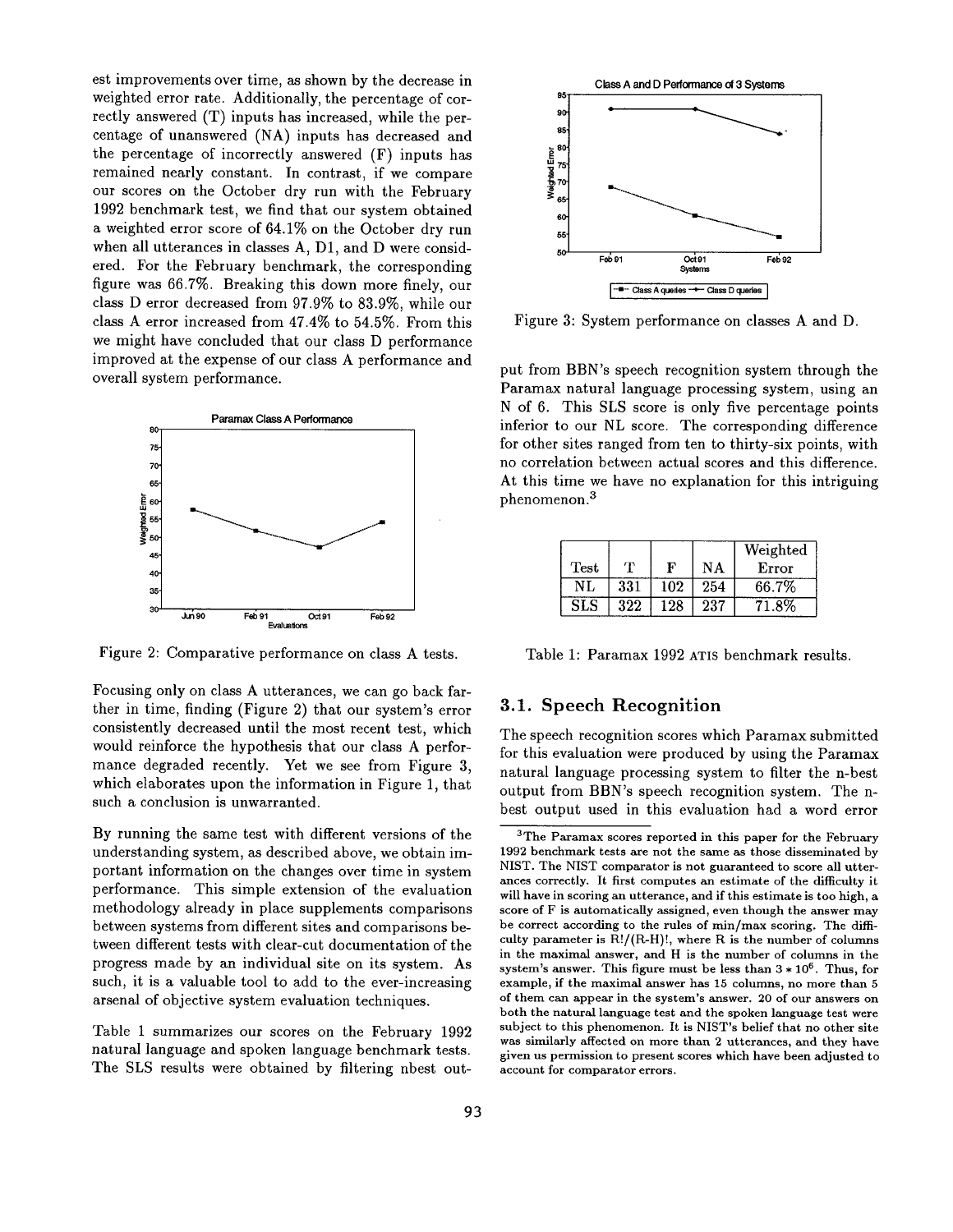est improvements over time, as shown by the decrease in weighted error rate. Additionally, the percentage of correctly answered (T) inputs has increased, while the percentage of unanswered (NA) inputs has decreased and the percentage of incorrectly answered (F) inputs has remained nearly constant. In contrast, if we compare our scores on the October dry run with the February 1992 benchmark test, we find that our system obtained a weighted error score of 64.1% on the October dry run when all utterances in classes A, D1, and D were considered. For the February benchmark, the corresponding figure was 66.7%. Breaking this down more finely, our class D error decreased from 97.9% to 83.9%, while our class A error increased from 47.4% to 54.5%. From this we might have concluded that our class D performance improved at the expense of our class A performance and overall system performance.

Figure 2: Comparative performance on class A tests.

Focusing only on class A utterances, we can go back farther in time, finding (Figure 2) that our system's error consistently decreased until the most recent test, which would reinforce the hypothesis that our class A performance degraded recently. Yet we see from Figure 3, which elaborates upon the information in Figure 1, that such a conclusion is unwarranted.

By running the same test with different versions of the understanding system, as described above, we obtain important information on the changes over time in system performance. This simple extension of the evaluation methodology already in place supplements comparisons between systems from different sites and comparisons between different tests with clear-cut documentation of the progress made by an individual site on its system. As such, it is a valuable tool to add to the ever-increasing arsenal of objective system evaluation techniques.

Table 1 summarizes our scores on the February 1992 natural language and spoken language benchmark tests. The SLS results were obtained by filtering nbest output from BBN's speech recognition system through the Paramax natural language processing system, using an N of 6. This SLS score is only five percentage points inferior to our NL score. The corresponding difference for other sites ranged from ten to thirty-six points, with no correlation between actual scores and this difference. At this time we have no explanation for this intriguing phenomenon.[3]

Figure 3: System performance on classes A and D.

| Test | T | F | NA | Weighted Error |
|---|---|---|---|---|
| NL | 331 | 102 | 254 | 66.7% |
| SLS | 322 | 128 | 237 | 71.8% |

Table 1: Paramax 1992 ATIS benchmark results.

## 3.1. Speech Recognition

The speech recognition scores which Paramax submitted for this evaluation were produced by using the Paramax natural language processing system to filter the n-best output from BBN's speech recognition system. The n-best output used in this evaluation had a word error

[3] The Paramax scores reported in this paper for the February 1992 benchmark tests are not the same as those disseminated by NIST. The NIST comparator is not guaranteed to score all utterances correctly. It first computes an estimate of the difficulty it will have in scoring an utterance, and if this estimate is too high, a score of F is automatically assigned, even though the answer may be correct according to the rules of min/max scoring. The difficulty parameter is $R!/(R-H)!$, where R is the number of columns in the maximal answer, and H is the number of columns in the system's answer. This figure must be less than $3 * 10^6$. Thus, for example, if the maximal answer has 15 columns, no more than 5 of them can appear in the system's answer. 20 of our answers on both the natural language test and the spoken language test were subject to this phenomenon. It is NIST's belief that no other site was similarly affected on more than 2 utterances, and they have given us permission to present scores which have been adjusted to account for comparator errors.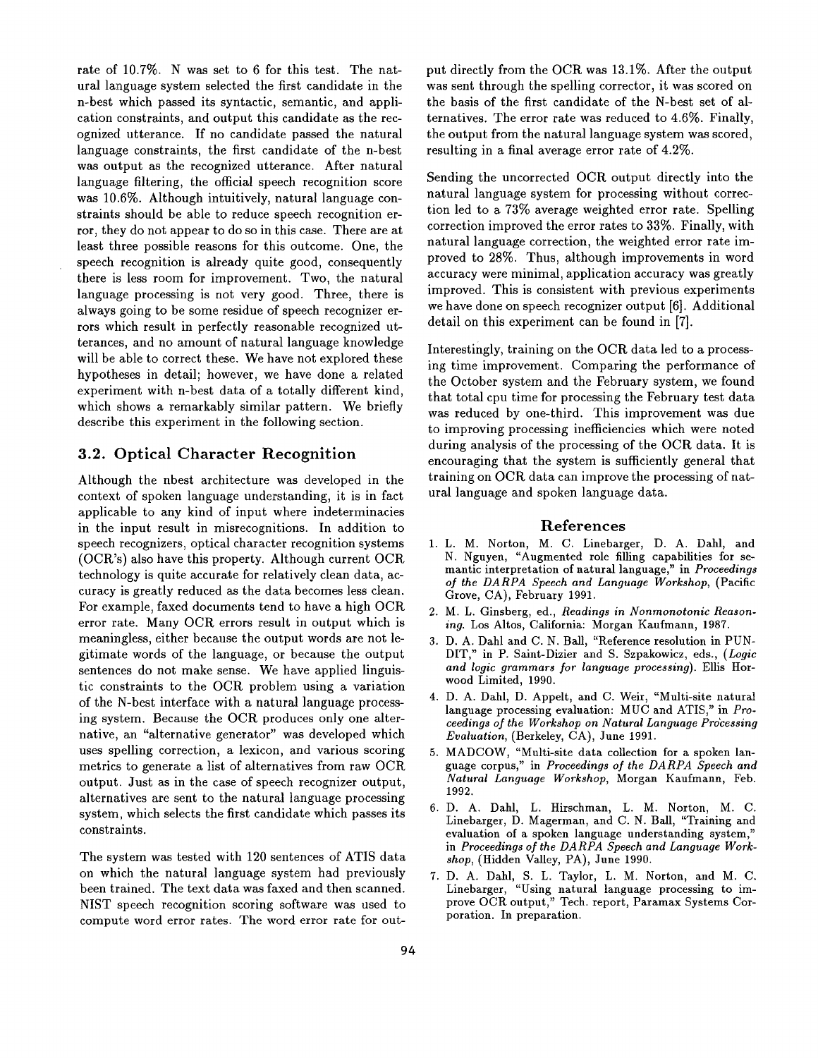rate of 10.7%. N was set to 6 for this test. The natural language system selected the first candidate in the n-best which passed its syntactic, semantic, and application constraints, and output this candidate as the recognized utterance. If no candidate passed the natural language constraints, the first candidate of the n-best was output as the recognized utterance. After natural language filtering, the official speech recognition score was 10.6%. Although intuitively, natural language constraints should be able to reduce speech recognition error, they do not appear to do so in this case. There are at least three possible reasons for this outcome. One, the speech recognition is already quite good, consequently there is less room for improvement. Two, the natural language processing is not very good. Three, there is always going to be some residue of speech recognizer errors which result in perfectly reasonable recognized utterances, and no amount of natural language knowledge will be able to correct these. We have not explored these hypotheses in detail; however, we have done a related experiment with n-best data of a totally different kind, which shows a remarkably similar pattern. We briefly describe this experiment in the following section.

## 3.2. Optical Character Recognition

Although the nbest architecture was developed in the context of spoken language understanding, it is in fact applicable to any kind of input where indeterminacies in the input result in misrecognitions. In addition to speech recognizers, optical character recognition systems (OCR's) also have this property. Although current OCR technology is quite accurate for relatively clean data, accuracy is greatly reduced as the data becomes less clean. For example, faxed documents tend to have a high OCR error rate. Many OCR errors result in output which is meaningless, either because the output words are not legitimate words of the language, or because the output sentences do not make sense. We have applied linguistic constraints to the OCR problem using a variation of the N-best interface with a natural language processing system. Because the OCR produces only one alternative, an "alternative generator" was developed which uses spelling correction, a lexicon, and various scoring metrics to generate a list of alternatives from raw OCR output. Just as in the case of speech recognizer output, alternatives are sent to the natural language processing system, which selects the first candidate which passes its constraints.

The system was tested with 120 sentences of ATIS data on which the natural language system had previously been trained. The text data was faxed and then scanned. NIST speech recognition scoring software was used to compute word error rates. The word error rate for output directly from the OCR was 13.1%. After the output was sent through the spelling corrector, it was scored on the basis of the first candidate of the N-best set of alternatives. The error rate was reduced to 4.6%. Finally, the output from the natural language system was scored, resulting in a final average error rate of 4.2%.

Sending the uncorrected OCR output directly into the natural language system for processing without correction led to a 73% average weighted error rate. Spelling correction improved the error rates to 33%. Finally, with natural language correction, the weighted error rate improved to 28%. Thus, although improvements in word accuracy were minimal, application accuracy was greatly improved. This is consistent with previous experiments we have done on speech recognizer output [6]. Additional detail on this experiment can be found in [7].

Interestingly, training on the OCR data led to a processing time improvement. Comparing the performance of the October system and the February system, we found that total cpu time for processing the February test data was reduced by one-third. This improvement was due to improving processing inefficiencies which were noted during analysis of the processing of the OCR data. It is encouraging that the system is sufficiently general that training on OCR data can improve the processing of natural language and spoken language data.

## References

1. L. M. Norton, M. C. Linebarger, D. A. Dahl, and N. Nguyen, "Augmented role filling capabilities for semantic interpretation of natural language," in *Proceedings of the DARPA Speech and Language Workshop*, (Pacific Grove, CA), February 1991.
2. M. L. Ginsberg, ed., *Readings in Nonmonotonic Reasoning*. Los Altos, California: Morgan Kaufmann, 1987.
3. D. A. Dahl and C. N. Ball, "Reference resolution in PUNDIT," in P. Saint-Dizier and S. Szpakowicz, eds., (*Logic and logic grammars for language processing*). Ellis Horwood Limited, 1990.
4. D. A. Dahl, D. Appelt, and C. Weir, "Multi-site natural language processing evaluation: MUC and ATIS," in *Proceedings of the Workshop on Natural Language Processing Evaluation*, (Berkeley, CA), June 1991.
5. MADCOW, "Multi-site data collection for a spoken language corpus," in *Proceedings of the DARPA Speech and Natural Language Workshop*, Morgan Kaufmann, Feb. 1992.
6. D. A. Dahl, L. Hirschman, L. M. Norton, M. C. Linebarger, D. Magerman, and C. N. Ball, "Training and evaluation of a spoken language understanding system," in *Proceedings of the DARPA Speech and Language Workshop*, (Hidden Valley, PA), June 1990.
7. D. A. Dahl, S. L. Taylor, L. M. Norton, and M. C. Linebarger, "Using natural language processing to improve OCR output," Tech. report, Paramax Systems Corporation. In preparation.